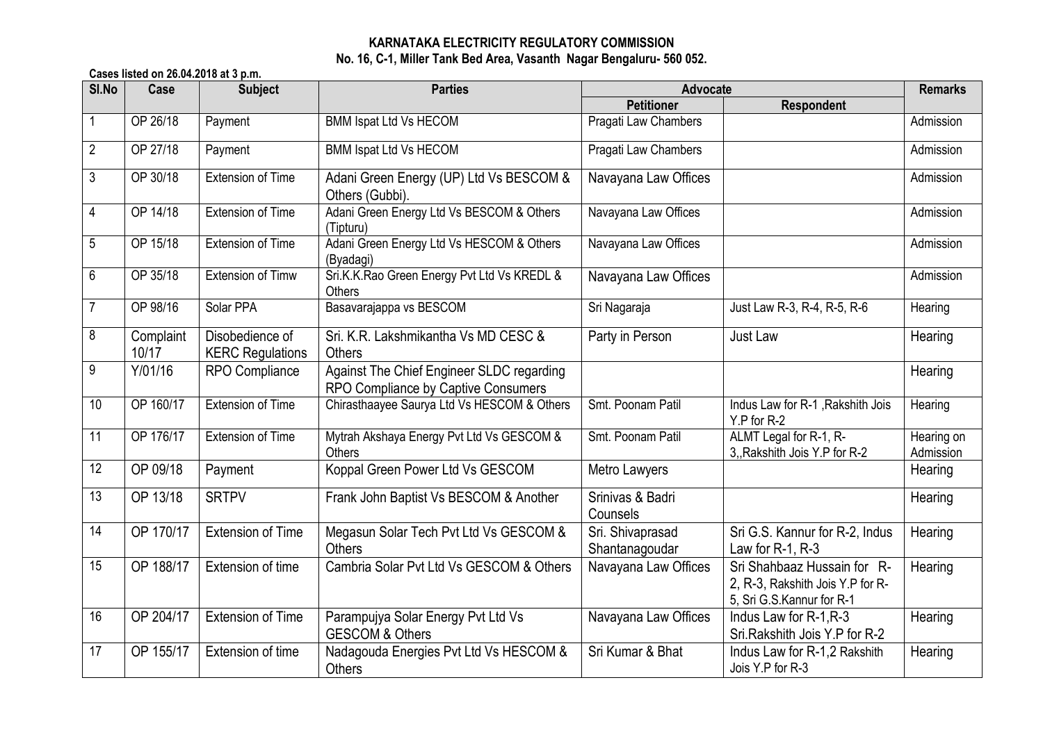**KARNATAKA ELECTRICITY REGULATORY COMMISSION**
**No. 16, C-1, Miller Tank Bed Area, Vasanth Nagar Bengaluru- 560 052.**

**Cases listed on 26.04.2018 at 3 p.m.**

| Sl.No | Case | Subject | Parties | Advocate | | Remarks |
|---|---|---|---|---|---|---|
| | | | | Petitioner | Respondent | |
| 1 | OP 26/18 | Payment | BMM Ispat Ltd Vs HECOM | Pragati Law Chambers | | Admission |
| 2 | OP 27/18 | Payment | BMM Ispat Ltd Vs HECOM | Pragati Law Chambers | | Admission |
| 3 | OP 30/18 | Extension of Time | Adani Green Energy (UP) Ltd Vs BESCOM & Others (Gubbi). | Navayana Law Offices | | Admission |
| 4 | OP 14/18 | Extension of Time | Adani Green Energy Ltd Vs BESCOM & Others (Tipturu) | Navayana Law Offices | | Admission |
| 5 | OP 15/18 | Extension of Time | Adani Green Energy Ltd Vs HESCOM & Others (Byadagi) | Navayana Law Offices | | Admission |
| 6 | OP 35/18 | Extension of Timw | Sri.K.K.Rao Green Energy Pvt Ltd Vs KREDL & Others | Navayana Law Offices | | Admission |
| 7 | OP 98/16 | Solar PPA | Basavarajappa vs BESCOM | Sri Nagaraja | Just Law R-3, R-4, R-5, R-6 | Hearing |
| 8 | Complaint 10/17 | Disobedience of KERC Regulations | Sri. K.R. Lakshmikantha Vs MD CESC & Others | Party in Person | Just Law | Hearing |
| 9 | Y/01/16 | RPO Compliance | Against The Chief Engineer SLDC regarding RPO Compliance by Captive Consumers | | | Hearing |
| 10 | OP 160/17 | Extension of Time | Chirasthaayee Saurya Ltd Vs HESCOM & Others | Smt. Poonam Patil | Indus Law for R-1 ,Rakshith Jois Y.P for R-2 | Hearing |
| 11 | OP 176/17 | Extension of Time | Mytrah Akshaya Energy Pvt Ltd Vs GESCOM & Others | Smt. Poonam Patil | ALMT Legal for R-1, R-3,,Rakshith Jois Y.P for R-2 | Hearing on Admission |
| 12 | OP 09/18 | Payment | Koppal Green Power Ltd Vs GESCOM | Metro Lawyers | | Hearing |
| 13 | OP 13/18 | SRTPV | Frank John Baptist Vs BESCOM & Another | Srinivas & Badri Counsels | | Hearing |
| 14 | OP 170/17 | Extension of Time | Megasun Solar Tech Pvt Ltd Vs GESCOM & Others | Sri. Shivaprasad Shantanagoudar | Sri G.S. Kannur for R-2, Indus Law for R-1, R-3 | Hearing |
| 15 | OP 188/17 | Extension of time | Cambria Solar Pvt Ltd Vs GESCOM & Others | Navayana Law Offices | Sri Shahbaaz Hussain for R-2, R-3, Rakshith Jois Y.P for R-5, Sri G.S.Kannur for R-1 | Hearing |
| 16 | OP 204/17 | Extension of Time | Parampujya Solar Energy Pvt Ltd Vs GESCOM & Others | Navayana Law Offices | Indus Law for R-1,R-3 Sri.Rakshith Jois Y.P for R-2 | Hearing |
| 17 | OP 155/17 | Extension of time | Nadagouda Energies Pvt Ltd Vs HESCOM & Others | Sri Kumar & Bhat | Indus Law for R-1,2 Rakshith Jois Y.P for R-3 | Hearing |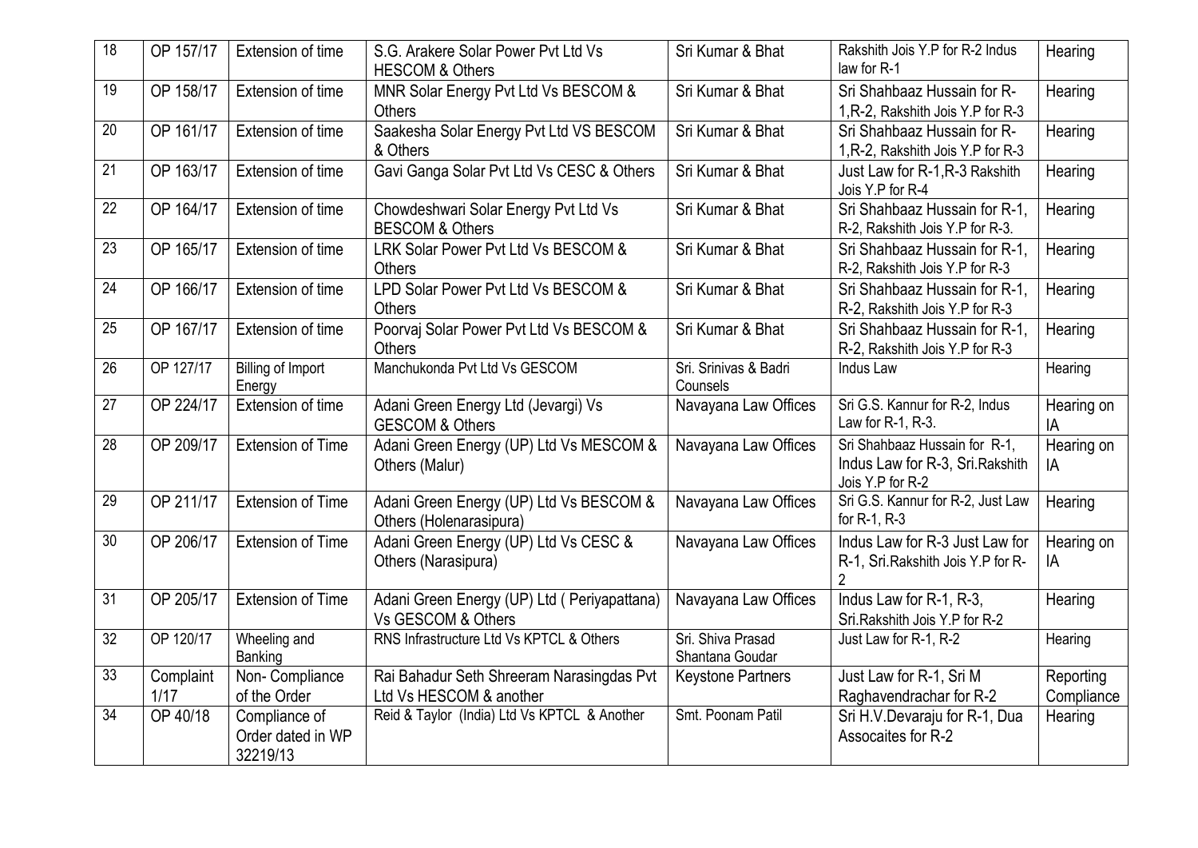| 18 | OP 157/17 | Extension of time | S.G. Arakere Solar Power Pvt Ltd Vs HESCOM & Others | Sri Kumar & Bhat | Rakshith Jois Y.P for R-2 Indus law for R-1 | Hearing |
|---|---|---|---|---|---|---|
| 19 | OP 158/17 | Extension of time | MNR Solar Energy Pvt Ltd Vs BESCOM & Others | Sri Kumar & Bhat | Sri Shahbaaz Hussain for R-1,R-2, Rakshith Jois Y.P for R-3 | Hearing |
| 20 | OP 161/17 | Extension of time | Saakesha Solar Energy Pvt Ltd VS BESCOM & Others | Sri Kumar & Bhat | Sri Shahbaaz Hussain for R-1,R-2, Rakshith Jois Y.P for R-3 | Hearing |
| 21 | OP 163/17 | Extension of time | Gavi Ganga Solar Pvt Ltd Vs CESC & Others | Sri Kumar & Bhat | Just Law for R-1,R-3 Rakshith Jois Y.P for R-4 | Hearing |
| 22 | OP 164/17 | Extension of time | Chowdeshwari Solar Energy Pvt Ltd Vs BESCOM & Others | Sri Kumar & Bhat | Sri Shahbaaz Hussain for R-1, R-2, Rakshith Jois Y.P for R-3. | Hearing |
| 23 | OP 165/17 | Extension of time | LRK Solar Power Pvt Ltd Vs BESCOM & Others | Sri Kumar & Bhat | Sri Shahbaaz Hussain for R-1, R-2, Rakshith Jois Y.P for R-3 | Hearing |
| 24 | OP 166/17 | Extension of time | LPD Solar Power Pvt Ltd Vs BESCOM & Others | Sri Kumar & Bhat | Sri Shahbaaz Hussain for R-1, R-2, Rakshith Jois Y.P for R-3 | Hearing |
| 25 | OP 167/17 | Extension of time | Poorvaj Solar Power Pvt Ltd Vs BESCOM & Others | Sri Kumar & Bhat | Sri Shahbaaz Hussain for R-1, R-2, Rakshith Jois Y.P for R-3 | Hearing |
| 26 | OP 127/17 | Billing of Import Energy | Manchukonda Pvt Ltd Vs GESCOM | Sri. Srinivas & Badri Counsels | Indus Law | Hearing |
| 27 | OP 224/17 | Extension of time | Adani Green Energy Ltd (Jevargi) Vs GESCOM & Others | Navayana Law Offices | Sri G.S. Kannur for R-2, Indus Law for R-1, R-3. | Hearing on IA |
| 28 | OP 209/17 | Extension of Time | Adani Green Energy (UP) Ltd Vs MESCOM & Others (Malur) | Navayana Law Offices | Sri Shahbaaz Hussain for R-1, Indus Law for R-3, Sri.Rakshith Jois Y.P for R-2 | Hearing on IA |
| 29 | OP 211/17 | Extension of Time | Adani Green Energy (UP) Ltd Vs BESCOM & Others (Holenarasipura) | Navayana Law Offices | Sri G.S. Kannur for R-2, Just Law for R-1, R-3 | Hearing |
| 30 | OP 206/17 | Extension of Time | Adani Green Energy (UP) Ltd Vs CESC & Others (Narasipura) | Navayana Law Offices | Indus Law for R-3 Just Law for R-1, Sri.Rakshith Jois Y.P for R-2 | Hearing on IA |
| 31 | OP 205/17 | Extension of Time | Adani Green Energy (UP) Ltd ( Periyapattana) Vs GESCOM & Others | Navayana Law Offices | Indus Law for R-1, R-3, Sri.Rakshith Jois Y.P for R-2 | Hearing |
| 32 | OP 120/17 | Wheeling and Banking | RNS Infrastructure Ltd Vs KPTCL & Others | Sri. Shiva Prasad Shantana Goudar | Just Law for R-1, R-2 | Hearing |
| 33 | Complaint 1/17 | Non- Compliance of the Order | Rai Bahadur Seth Shreeram Narasingdas Pvt Ltd Vs HESCOM & another | Keystone Partners | Just Law for R-1, Sri M Raghavendrachar for R-2 | Reporting Compliance |
| 34 | OP 40/18 | Compliance of Order dated in WP 32219/13 | Reid & Taylor (India) Ltd Vs KPTCL & Another | Smt. Poonam Patil | Sri H.V.Devaraju for R-1, Dua Assocaites for R-2 | Hearing |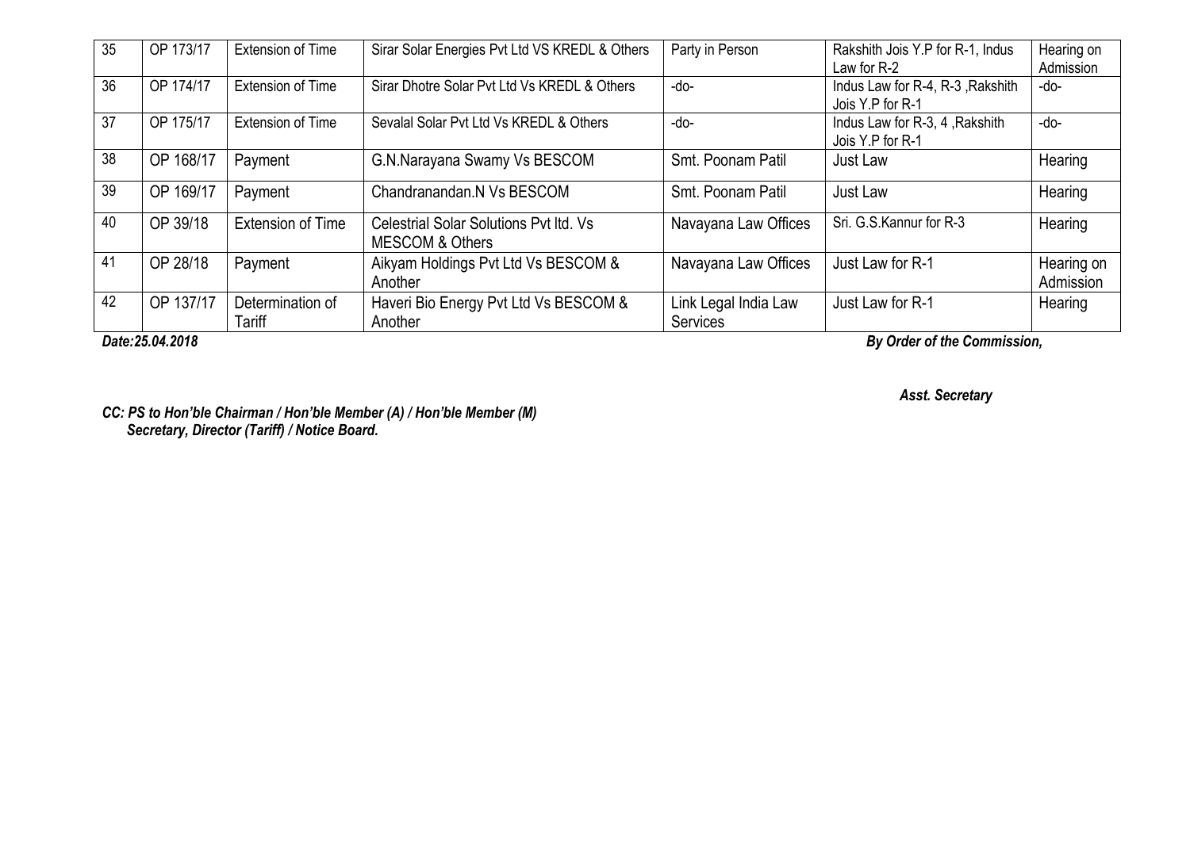| | | | | | | |
|---|---|---|---|---|---|---|
| 35 | OP 173/17 | Extension of Time | Sirar Solar Energies Pvt Ltd VS KREDL & Others | Party in Person | Rakshith Jois Y.P for R-1, Indus Law for R-2 | Hearing on Admission |
| 36 | OP 174/17 | Extension of Time | Sirar Dhotre Solar Pvt Ltd Vs KREDL & Others | -do- | Indus Law for R-4, R-3 ,Rakshith Jois Y.P for R-1 | -do- |
| 37 | OP 175/17 | Extension of Time | Sevalal Solar Pvt Ltd Vs KREDL & Others | -do- | Indus Law for R-3, 4 ,Rakshith Jois Y.P for R-1 | -do- |
| 38 | OP 168/17 | Payment | G.N.Narayana Swamy Vs BESCOM | Smt. Poonam Patil | Just Law | Hearing |
| 39 | OP 169/17 | Payment | Chandranandan.N Vs BESCOM | Smt. Poonam Patil | Just Law | Hearing |
| 40 | OP 39/18 | Extension of Time | Celestrial Solar Solutions Pvt ltd. Vs MESCOM & Others | Navayana Law Offices | Sri. G.S.Kannur for R-3 | Hearing |
| 41 | OP 28/18 | Payment | Aikyam Holdings Pvt Ltd Vs BESCOM & Another | Navayana Law Offices | Just Law for R-1 | Hearing on Admission |
| 42 | OP 137/17 | Determination of Tariff | Haveri Bio Energy Pvt Ltd Vs BESCOM & Another | Link Legal India Law Services | Just Law for R-1 | Hearing |

***Date:25.04.2018***

***By Order of the Commission,***

***Asst. Secretary***

***CC: PS to Hon'ble Chairman / Hon'ble Member (A) / Hon'ble Member (M)***
***Secretary, Director (Tariff) / Notice Board.***